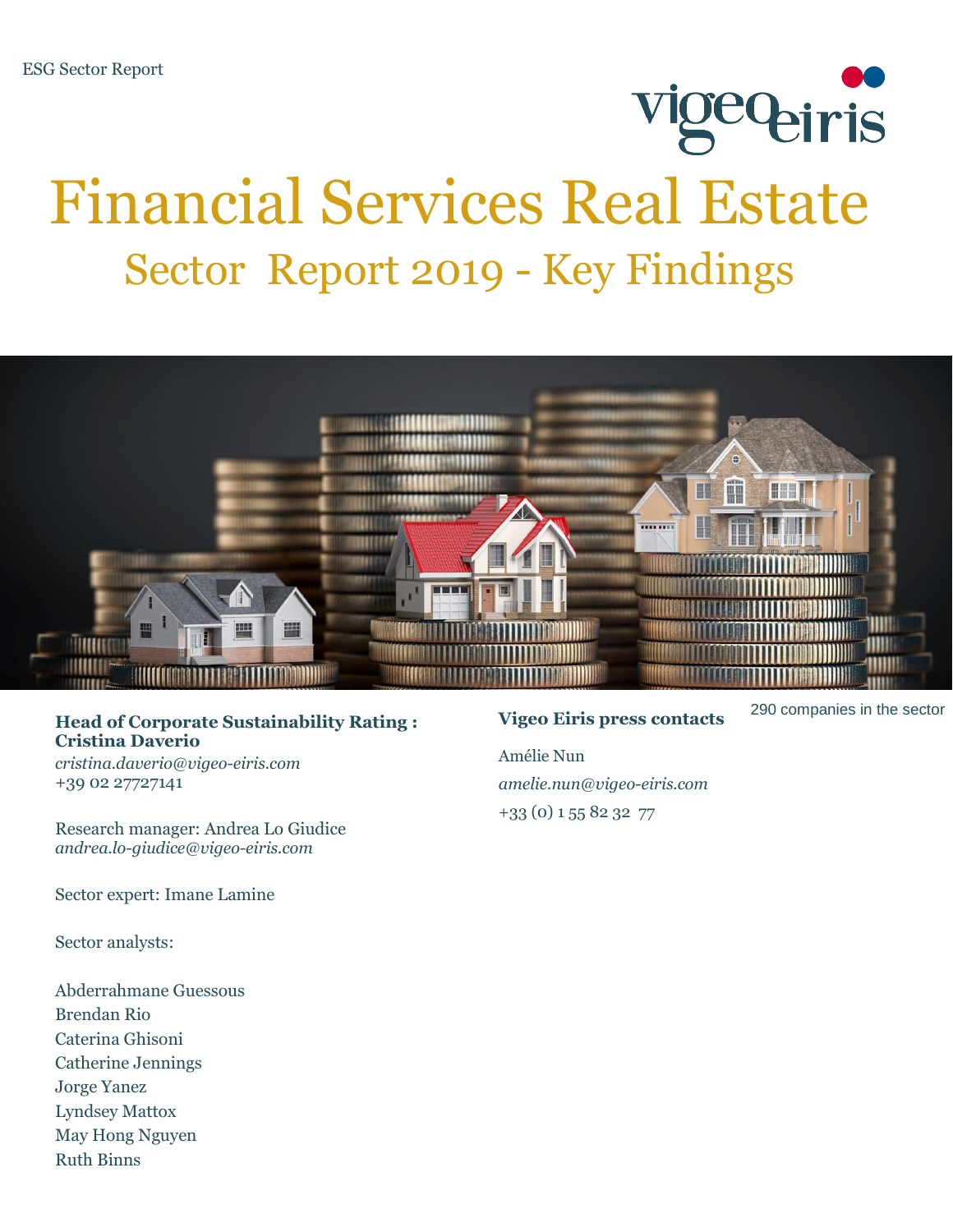ESG Sector Report

# Financial Services Real Estate

## Sector Report 2019 - Key Findings

290 companies in the sector

**Head of Corporate Sustainability Rating : Cristina Daverio**
*cristina.daverio@vigeo-eiris.com*
+39 02 27727141

Research manager: Andrea Lo Giudice
*andrea.lo-giudice@vigeo-eiris.com*

Sector expert: Imane Lamine

Sector analysts:

Abderrahmane Guessous
Brendan Rio
Caterina Ghisoni
Catherine Jennings
Jorge Yanez
Lyndsey Mattox
May Hong Nguyen
Ruth Binns

**Vigeo Eiris press contacts**

Amélie Nun
*amelie.nun@vigeo-eiris.com*
+33 (0) 1 55 82 32 77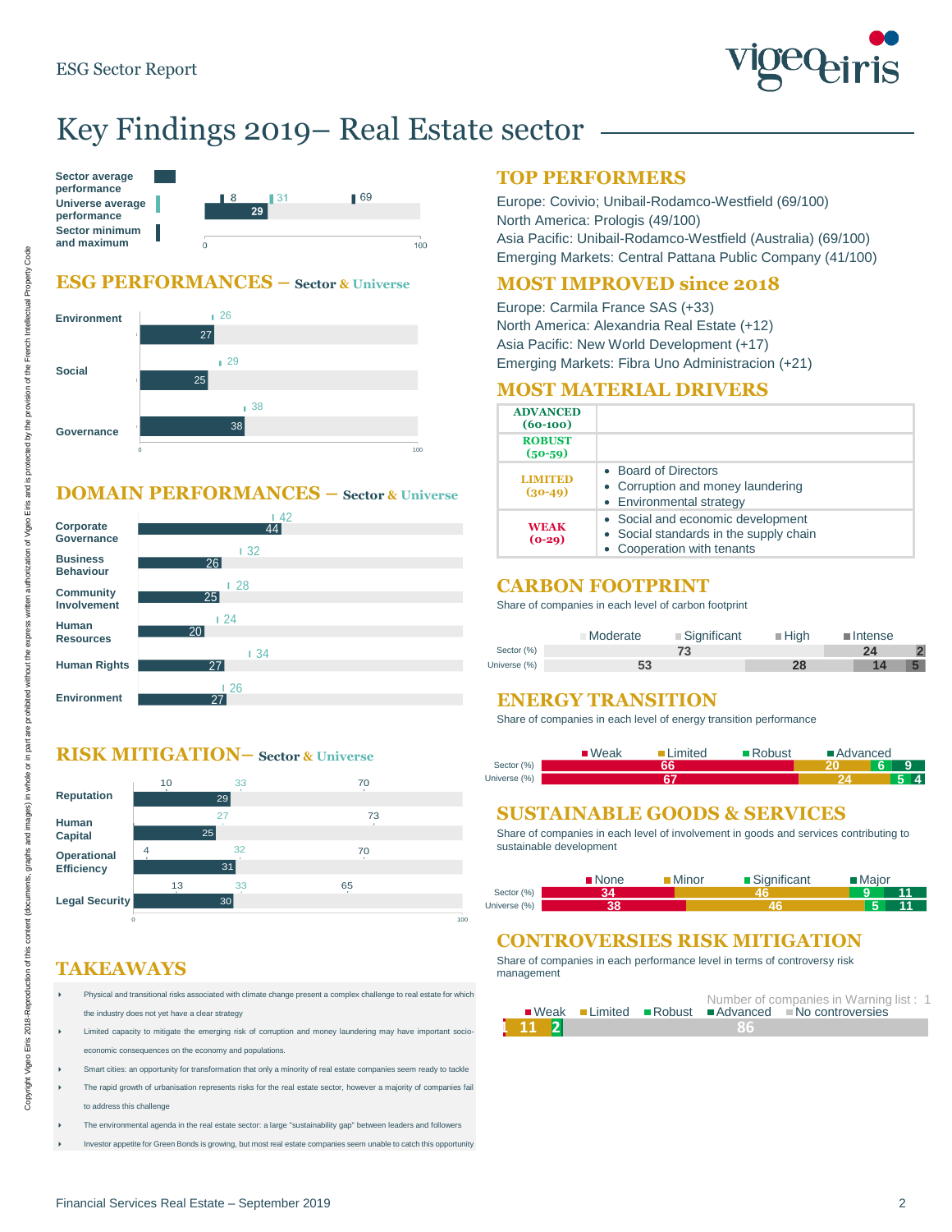# Key Findings 2019– Real Estate sector

| | Sector average performance | Universe average performance | Sector minimum | Sector maximum |
|---|---|---|---|---|
| Score | 29 | 31 | 8 | 69 |

## ESG PERFORMANCES – Sector & Universe

| | Sector | Universe |
|---|---|---|
| Environment | 27 | 26 |
| Social | 25 | 29 |
| Governance | 38 | 38 |

## DOMAIN PERFORMANCES – Sector & Universe

| | Sector | Universe |
|---|---|---|
| Corporate Governance | 44 | 42 |
| Business Behaviour | 26 | 32 |
| Community Involvement | 25 | 28 |
| Human Resources | 20 | 24 |
| Human Rights | 27 | 34 |
| Environment | 27 | 26 |

## RISK MITIGATION– Sector & Universe

| | Sector | Universe | Sector minimum | Sector maximum |
|---|---|---|---|---|
| Reputation | 29 | 33 | 10 | 70 |
| Human Capital | 25 | 27 | | 73 |
| Operational Efficiency | 31 | 32 | 4 | 70 |
| Legal Security | 30 | 33 | 13 | 65 |

## TAKEAWAYS

- Physical and transitional risks associated with climate change present a complex challenge to real estate for which the industry does not yet have a clear strategy
- Limited capacity to mitigate the emerging risk of corruption and money laundering may have important socio-economic consequences on the economy and populations.
- Smart cities: an opportunity for transformation that only a minority of real estate companies seem ready to tackle
- The rapid growth of urbanisation represents risks for the real estate sector, however a majority of companies fail to address this challenge
- The environmental agenda in the real estate sector: a large "sustainability gap" between leaders and followers
- Investor appetite for Green Bonds is growing, but most real estate companies seem unable to catch this opportunity

## TOP PERFORMERS

Europe: Covivio; Unibail-Rodamco-Westfield (69/100)
North America: Prologis (49/100)
Asia Pacific: Unibail-Rodamco-Westfield (Australia) (69/100)
Emerging Markets: Central Pattana Public Company (41/100)

## MOST IMPROVED since 2018

Europe: Carmila France SAS (+33)
North America: Alexandria Real Estate (+12)
Asia Pacific: New World Development (+17)
Emerging Markets: Fibra Uno Administracion (+21)

## MOST MATERIAL DRIVERS

| Level | Drivers |
|---|---|
| ADVANCED (60-100) | |
| ROBUST (50-59) | |
| LIMITED (30-49) | • Board of Directors<br>• Corruption and money laundering<br>• Environmental strategy |
| WEAK (0-29) | • Social and economic development<br>• Social standards in the supply chain<br>• Cooperation with tenants |

## CARBON FOOTPRINT

Share of companies in each level of carbon footprint

| | Moderate | Significant | High | Intense |
|---|---|---|---|---|
| Sector (%) | | 73 | 24 | 2 |
| Universe (%) | 53 | 28 | 14 | 5 |

## ENERGY TRANSITION

Share of companies in each level of energy transition performance

| | Weak | Limited | Robust | Advanced |
|---|---|---|---|---|
| Sector (%) | 66 | 20 | 6 | 9 |
| Universe (%) | 67 | 24 | 5 | 4 |

## SUSTAINABLE GOODS & SERVICES

Share of companies in each level of involvement in goods and services contributing to sustainable development

| | None | Minor | Significant | Major |
|---|---|---|---|---|
| Sector (%) | 34 | 46 | 9 | 11 |
| Universe (%) | 38 | 46 | 5 | 11 |

## CONTROVERSIES RISK MITIGATION

Share of companies in each performance level in terms of controversy risk management

Number of companies in Warning list : 1

| Weak | Limited | Robust | Advanced | No controversies |
|---|---|---|---|---|
| 1 | 11 | 2 | | 86 |

Financial Services Real Estate – September 2019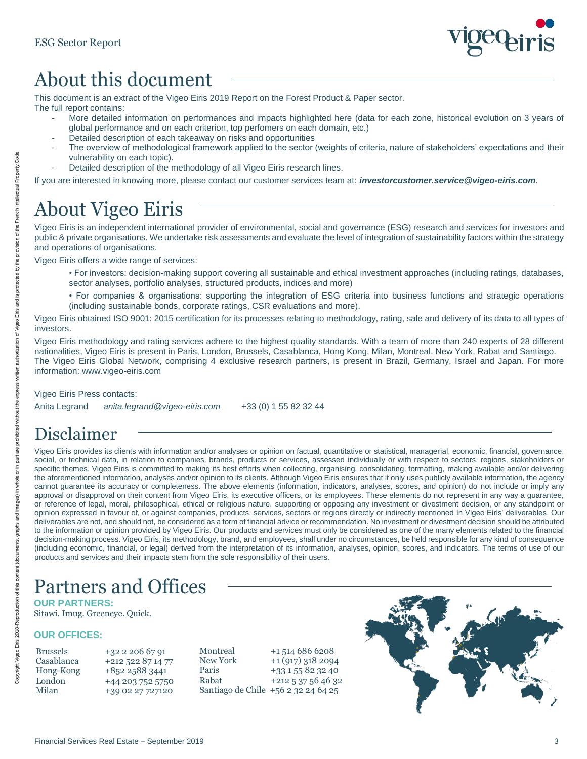# About this document

This document is an extract of the Vigeo Eiris 2019 Report on the Forest Product & Paper sector.

The full report contains:

- More detailed information on performances and impacts highlighted here (data for each zone, historical evolution on 3 years of global performance and on each criterion, top perfomers on each domain, etc.)
- Detailed description of each takeaway on risks and opportunities
- The overview of methodological framework applied to the sector (weights of criteria, nature of stakeholders' expectations and their vulnerability on each topic).
- Detailed description of the methodology of all Vigeo Eiris research lines.

If you are interested in knowing more, please contact our customer services team at: ***investorcustomer.service@vigeo-eiris.com***.

# About Vigeo Eiris

Vigeo Eiris is an independent international provider of environmental, social and governance (ESG) research and services for investors and public & private organisations. We undertake risk assessments and evaluate the level of integration of sustainability factors within the strategy and operations of organisations.

Vigeo Eiris offers a wide range of services:

• For investors: decision-making support covering all sustainable and ethical investment approaches (including ratings, databases, sector analyses, portfolio analyses, structured products, indices and more)

• For companies & organisations: supporting the integration of ESG criteria into business functions and strategic operations (including sustainable bonds, corporate ratings, CSR evaluations and more).

Vigeo Eiris obtained ISO 9001: 2015 certification for its processes relating to methodology, rating, sale and delivery of its data to all types of investors.

Vigeo Eiris methodology and rating services adhere to the highest quality standards. With a team of more than 240 experts of 28 different nationalities, Vigeo Eiris is present in Paris, London, Brussels, Casablanca, Hong Kong, Milan, Montreal, New York, Rabat and Santiago.
The Vigeo Eiris Global Network, comprising 4 exclusive research partners, is present in Brazil, Germany, Israel and Japan. For more information: www.vigeo-eiris.com

Vigeo Eiris Press contacts:

Anita Legrand *anita.legrand@vigeo-eiris.com* +33 (0) 1 55 82 32 44

# Disclaimer

Vigeo Eiris provides its clients with information and/or analyses or opinion on factual, quantitative or statistical, managerial, economic, financial, governance, social, or technical data, in relation to companies, brands, products or services, assessed individually or with respect to sectors, regions, stakeholders or specific themes. Vigeo Eiris is committed to making its best efforts when collecting, organising, consolidating, formatting, making available and/or delivering the aforementioned information, analyses and/or opinion to its clients. Although Vigeo Eiris ensures that it only uses publicly available information, the agency cannot guarantee its accuracy or completeness. The above elements (information, indicators, analyses, scores, and opinion) do not include or imply any approval or disapproval on their content from Vigeo Eiris, its executive officers, or its employees. These elements do not represent in any way a guarantee, or reference of legal, moral, philosophical, ethical or religious nature, supporting or opposing any investment or divestment decision, or any standpoint or opinion expressed in favour of, or against companies, products, services, sectors or regions directly or indirectly mentioned in Vigeo Eiris' deliverables. Our deliverables are not, and should not, be considered as a form of financial advice or recommendation. No investment or divestment decision should be attributed to the information or opinion provided by Vigeo Eiris. Our products and services must only be considered as one of the many elements related to the financial decision-making process. Vigeo Eiris, its methodology, brand, and employees, shall under no circumstances, be held responsible for any kind of consequence (including economic, financial, or legal) derived from the interpretation of its information, analyses, opinion, scores, and indicators. The terms of use of our products and services and their impacts stem from the sole responsibility of their users.

# Partners and Offices

**OUR PARTNERS:**

Sitawi. Imug. Greeneye. Quick.

**OUR OFFICES:**

| | | | |
|---|---|---|---|
| Brussels | +32 2 206 67 91 | Montreal | +1 514 686 6208 |
| Casablanca | +212 522 87 14 77 | New York | +1 (917) 318 2094 |
| Hong-Kong | +852 2588 3441 | Paris | +33 1 55 82 32 40 |
| London | +44 203 752 5750 | Rabat | +212 5 37 56 46 32 |
| Milan | +39 02 27 727120 | Santiago de Chile | +56 2 32 24 64 25 |